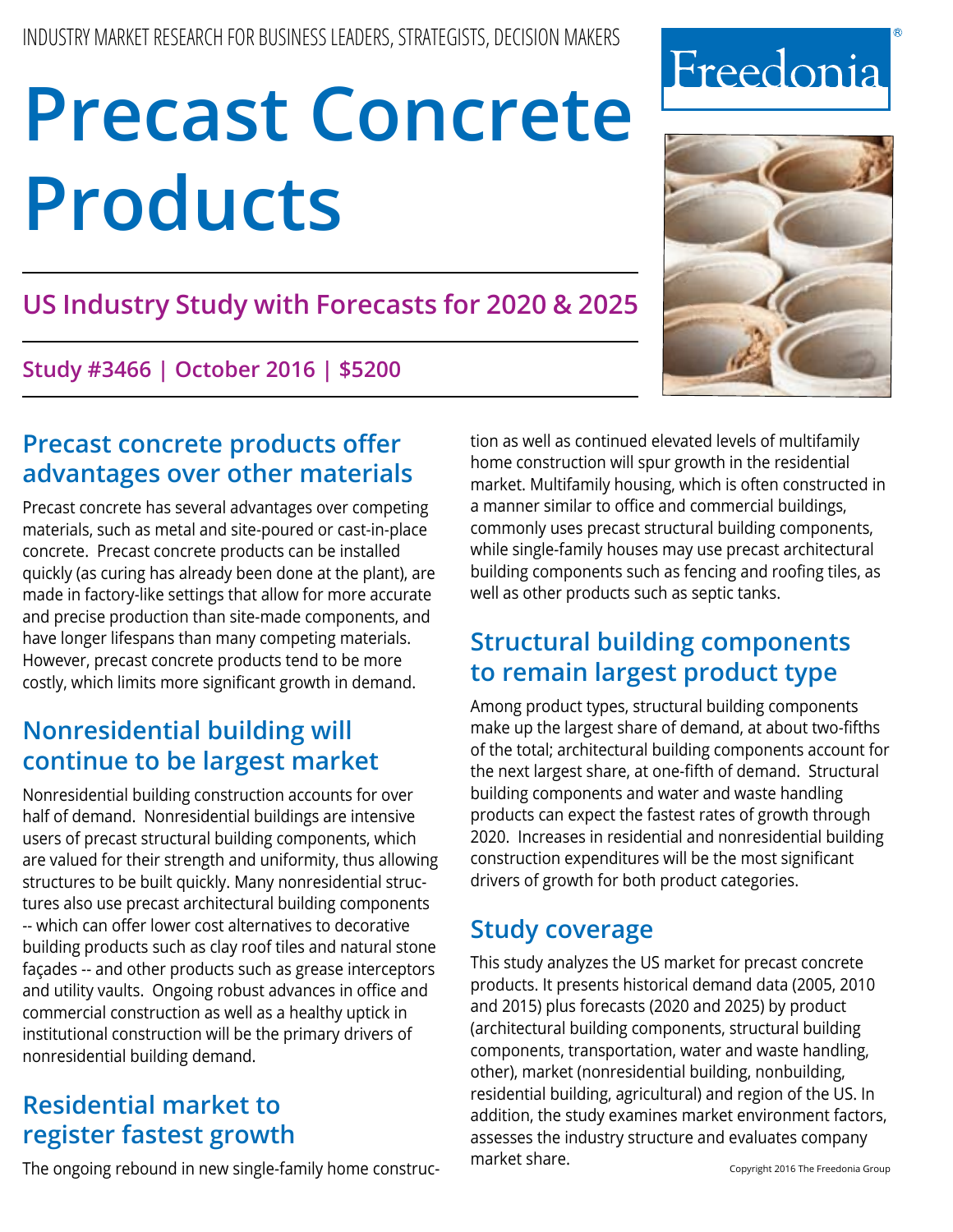INDUSTRY MARKET RESEARCH FOR BUSINESS LEADERS, STRATEGISTS, DECISION MAKERS

Freedonia®

# Precast Concrete Products

## US Industry Study with Forecasts for 2020 & 2025

**Study #3466 | October 2016 | $5200**

## Precast concrete products offer advantages over other materials

Precast concrete has several advantages over competing materials, such as metal and site-poured or cast-in-place concrete. Precast concrete products can be installed quickly (as curing has already been done at the plant), are made in factory-like settings that allow for more accurate and precise production than site-made components, and have longer lifespans than many competing materials. However, precast concrete products tend to be more costly, which limits more significant growth in demand.

## Nonresidential building will continue to be largest market

Nonresidential building construction accounts for over half of demand. Nonresidential buildings are intensive users of precast structural building components, which are valued for their strength and uniformity, thus allowing structures to be built quickly. Many nonresidential structures also use precast architectural building components -- which can offer lower cost alternatives to decorative building products such as clay roof tiles and natural stone façades -- and other products such as grease interceptors and utility vaults. Ongoing robust advances in office and commercial construction as well as a healthy uptick in institutional construction will be the primary drivers of nonresidential building demand.

## Residential market to register fastest growth

The ongoing rebound in new single-family home construction as well as continued elevated levels of multifamily home construction will spur growth in the residential market. Multifamily housing, which is often constructed in a manner similar to office and commercial buildings, commonly uses precast structural building components, while single-family houses may use precast architectural building components such as fencing and roofing tiles, as well as other products such as septic tanks.

## Structural building components to remain largest product type

Among product types, structural building components make up the largest share of demand, at about two-fifths of the total; architectural building components account for the next largest share, at one-fifth of demand. Structural building components and water and waste handling products can expect the fastest rates of growth through 2020. Increases in residential and nonresidential building construction expenditures will be the most significant drivers of growth for both product categories.

## Study coverage

This study analyzes the US market for precast concrete products. It presents historical demand data (2005, 2010 and 2015) plus forecasts (2020 and 2025) by product (architectural building components, structural building components, transportation, water and waste handling, other), market (nonresidential building, nonbuilding, residential building, agricultural) and region of the US. In addition, the study examines market environment factors, assesses the industry structure and evaluates company market share.

Copyright 2016 The Freedonia Group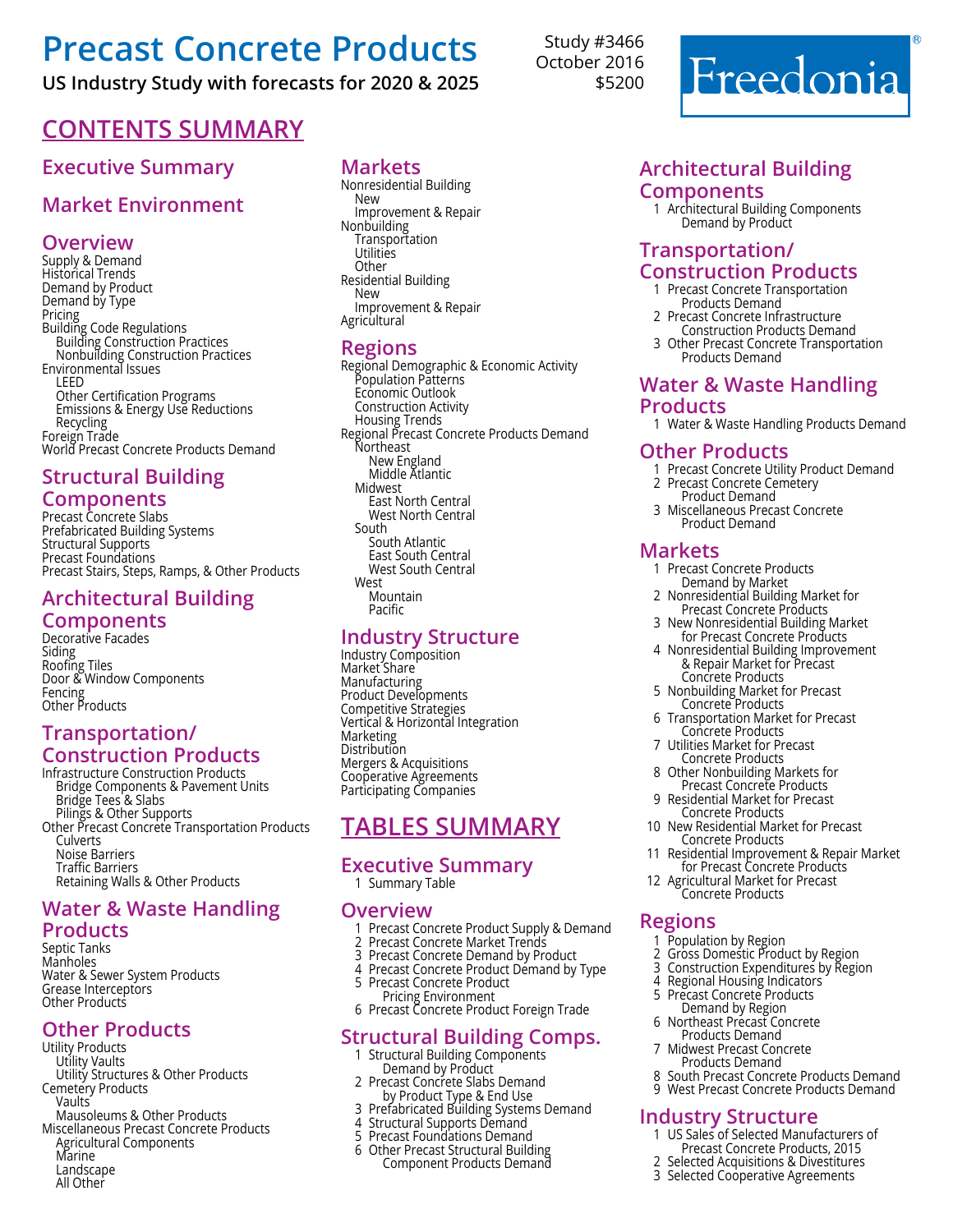# Precast Concrete Products

**US Industry Study with forecasts for 2020 & 2025**

Study #3466
October 2016
$5200

Freedonia®

## CONTENTS SUMMARY

### Executive Summary

### Market Environment

### Overview

- Supply & Demand
- Historical Trends
- Demand by Product
- Demand by Type
- Pricing
- Building Code Regulations
  - Building Construction Practices
  - Nonbuilding Construction Practices
- Environmental Issues
  - LEED
  - Other Certification Programs
  - Emissions & Energy Use Reductions
  - Recycling
- Foreign Trade
- World Precast Concrete Products Demand

### Structural Building Components

- Precast Concrete Slabs
- Prefabricated Building Systems
- Structural Supports
- Precast Foundations
- Precast Stairs, Steps, Ramps, & Other Products

### Architectural Building Components

- Decorative Facades
- Siding
- Roofing Tiles
- Door & Window Components
- Fencing
- Other Products

### Transportation/ Construction Products

- Infrastructure Construction Products
  - Bridge Components & Pavement Units
  - Bridge Tees & Slabs
  - Pilings & Other Supports
- Other Precast Concrete Transportation Products
  - Culverts
  - Noise Barriers
  - Traffic Barriers
  - Retaining Walls & Other Products

### Water & Waste Handling Products

- Septic Tanks
- Manholes
- Water & Sewer System Products
- Grease Interceptors
- Other Products

### Other Products

- Utility Products
  - Utility Vaults
  - Utility Structures & Other Products
- Cemetery Products
  - Vaults
  - Mausoleums & Other Products
- Miscellaneous Precast Concrete Products
  - Agricultural Components
  - Marine
  - Landscape
  - All Other

### Markets

- Nonresidential Building
  - New
  - Improvement & Repair
- Nonbuilding
  - Transportation
  - Utilities
  - Other
- Residential Building
  - New
  - Improvement & Repair
- Agricultural

### Regions

- Regional Demographic & Economic Activity
  - Population Patterns
  - Economic Outlook
  - Construction Activity
  - Housing Trends
- Regional Precast Concrete Products Demand
  - Northeast
    - New England
    - Middle Atlantic
  - Midwest
    - East North Central
    - West North Central
  - South
    - South Atlantic
    - East South Central
    - West South Central
  - West
    - Mountain
    - Pacific

### Industry Structure

- Industry Composition
- Market Share
- Manufacturing
- Product Developments
- Competitive Strategies
- Vertical & Horizontal Integration
- Marketing
- Distribution
- Mergers & Acquisitions
- Cooperative Agreements
- Participating Companies

## TABLES SUMMARY

### Executive Summary

1. Summary Table

### Overview

1. Precast Concrete Product Supply & Demand
2. Precast Concrete Market Trends
3. Precast Concrete Demand by Product
4. Precast Concrete Product Demand by Type
5. Precast Concrete Product Pricing Environment
6. Precast Concrete Product Foreign Trade

### Structural Building Comps.

1. Structural Building Components Demand by Product
2. Precast Concrete Slabs Demand by Product Type & End Use
3. Prefabricated Building Systems Demand
4. Structural Supports Demand
5. Precast Foundations Demand
6. Other Precast Structural Building Component Products Demand

### Architectural Building Components

1. Architectural Building Components Demand by Product

### Transportation/ Construction Products

1. Precast Concrete Transportation Products Demand
2. Precast Concrete Infrastructure Construction Products Demand
3. Other Precast Concrete Transportation Products Demand

### Water & Waste Handling Products

1. Water & Waste Handling Products Demand

### Other Products

1. Precast Concrete Utility Product Demand
2. Precast Concrete Cemetery Product Demand
3. Miscellaneous Precast Concrete Product Demand

### Markets

1. Precast Concrete Products Demand by Market
2. Nonresidential Building Market for Precast Concrete Products
3. New Nonresidential Building Market for Precast Concrete Products
4. Nonresidential Building Improvement & Repair Market for Precast Concrete Products
5. Nonbuilding Market for Precast Concrete Products
6. Transportation Market for Precast Concrete Products
7. Utilities Market for Precast Concrete Products
8. Other Nonbuilding Markets for Precast Concrete Products
9. Residential Market for Precast Concrete Products
10. New Residential Market for Precast Concrete Products
11. Residential Improvement & Repair Market for Precast Concrete Products
12. Agricultural Market for Precast Concrete Products

### Regions

1. Population by Region
2. Gross Domestic Product by Region
3. Construction Expenditures by Region
4. Regional Housing Indicators
5. Precast Concrete Products Demand by Region
6. Northeast Precast Concrete Products Demand
7. Midwest Precast Concrete Products Demand
8. South Precast Concrete Products Demand
9. West Precast Concrete Products Demand

### Industry Structure

1. US Sales of Selected Manufacturers of Precast Concrete Products, 2015
2. Selected Acquisitions & Divestitures
3. Selected Cooperative Agreements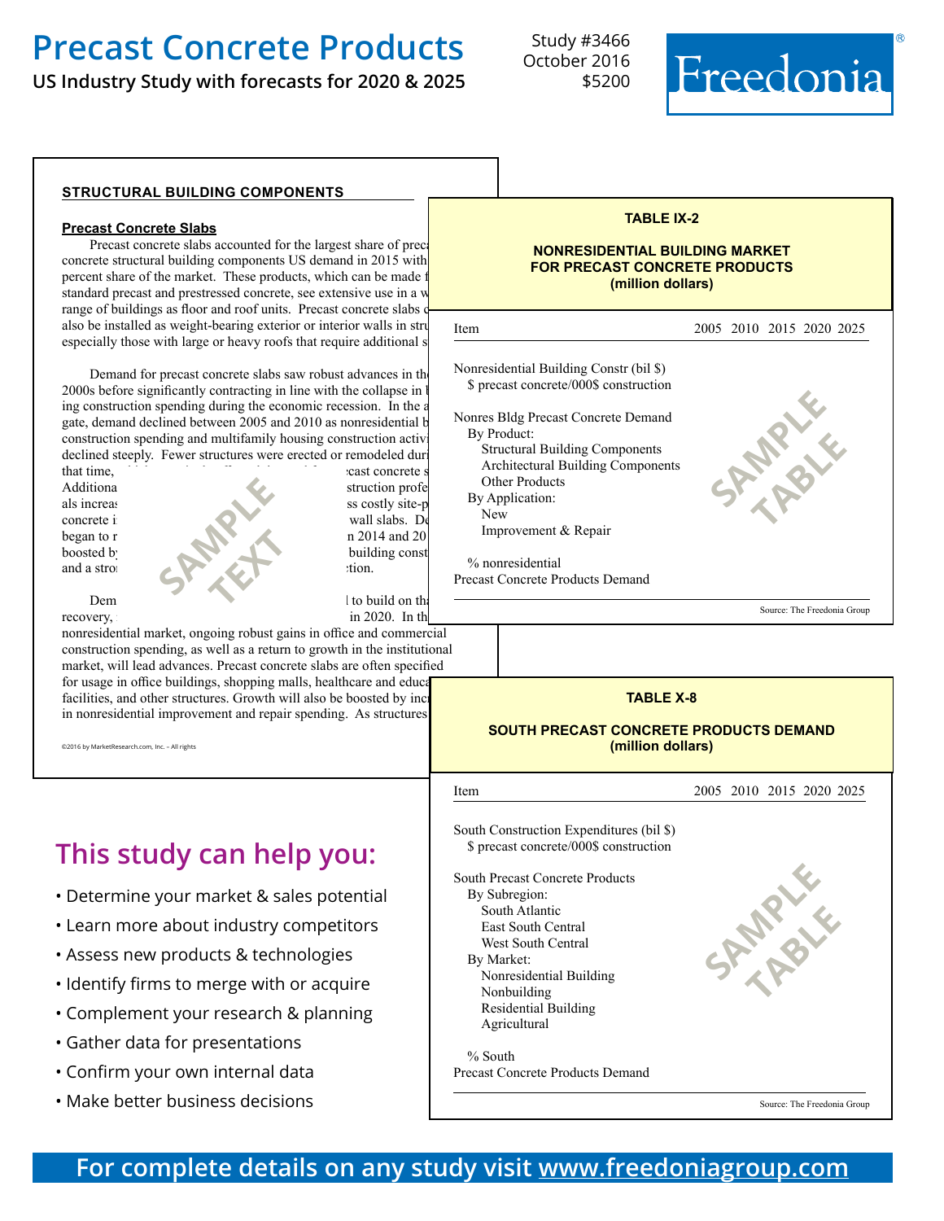# Precast Concrete Products

**US Industry Study with forecasts for 2020 & 2025**

Study #3466
October 2016
$5200

Freedonia®

**STRUCTURAL BUILDING COMPONENTS**

**Precast Concrete Slabs**

Precast concrete slabs accounted for the largest share of preca concrete structural building components US demand in 2015 with percent share of the market. These products, which can be made f standard precast and prestressed concrete, see extensive use in a w range of buildings as floor and roof units. Precast concrete slabs c also be installed as weight-bearing exterior or interior walls in stru especially those with large or heavy roofs that require additional s

Demand for precast concrete slabs saw robust advances in th 2000s before significantly contracting in line with the collapse in t ing construction spending during the economic recession. In the a gate, demand declined between 2005 and 2010 as nonresidential b construction spending and multifamily housing construction activi declined steeply. Fewer structures were erected or remodeled duri that time, ... cast concrete s Additiona ... struction profe als increas ... ss costly site-p concrete i ... wall slabs. De began to r ... n 2014 and 20 boosted b ... building const and a stro ... tion.

Dem ... l to build on th recovery, ... in 2020. In th nonresidential market, ongoing robust gains in office and commercial construction spending, as well as a return to growth in the institutional market, will lead advances. Precast concrete slabs are often specified for usage in office buildings, shopping malls, healthcare and educa facilities, and other structures. Growth will also be boosted by inc in nonresidential improvement and repair spending. As structures

SAMPLE TEXT

©2016 by MarketResearch.com, Inc. – All rights

**TABLE IX-2**

**NONRESIDENTIAL BUILDING MARKET FOR PRECAST CONCRETE PRODUCTS (million dollars)**

| Item | 2005 | 2010 | 2015 | 2020 | 2025 |
|---|---|---|---|---|---|
| Nonresidential Building Constr (bil $) | | | | | |
| $ precast concrete/000$ construction | | | | | |
| | | | | | |
| Nonres Bldg Precast Concrete Demand | | | | | |
| By Product: | | | | | |
| Structural Building Components | | | | | |
| Architectural Building Components | | | | | |
| Other Products | | | | | |
| By Application: | | | | | |
| New | | | | | |
| Improvement & Repair | | | | | |
| | | | | | |
| % nonresidential | | | | | |
| Precast Concrete Products Demand | | | | | |

SAMPLE TABLE

Source: The Freedonia Group

**TABLE X-8**

**SOUTH PRECAST CONCRETE PRODUCTS DEMAND (million dollars)**

| Item | 2005 | 2010 | 2015 | 2020 | 2025 |
|---|---|---|---|---|---|
| South Construction Expenditures (bil $) | | | | | |
| $ precast concrete/000$ construction | | | | | |
| | | | | | |
| South Precast Concrete Products | | | | | |
| By Subregion: | | | | | |
| South Atlantic | | | | | |
| East South Central | | | | | |
| West South Central | | | | | |
| By Market: | | | | | |
| Nonresidential Building | | | | | |
| Nonbuilding | | | | | |
| Residential Building | | | | | |
| Agricultural | | | | | |
| | | | | | |
| % South | | | | | |
| Precast Concrete Products Demand | | | | | |

SAMPLE TABLE

Source: The Freedonia Group

## This study can help you:

- Determine your market & sales potential
- Learn more about industry competitors
- Assess new products & technologies
- Identify firms to merge with or acquire
- Complement your research & planning
- Gather data for presentations
- Confirm your own internal data
- Make better business decisions

**For complete details on any study visit www.freedoniagroup.com**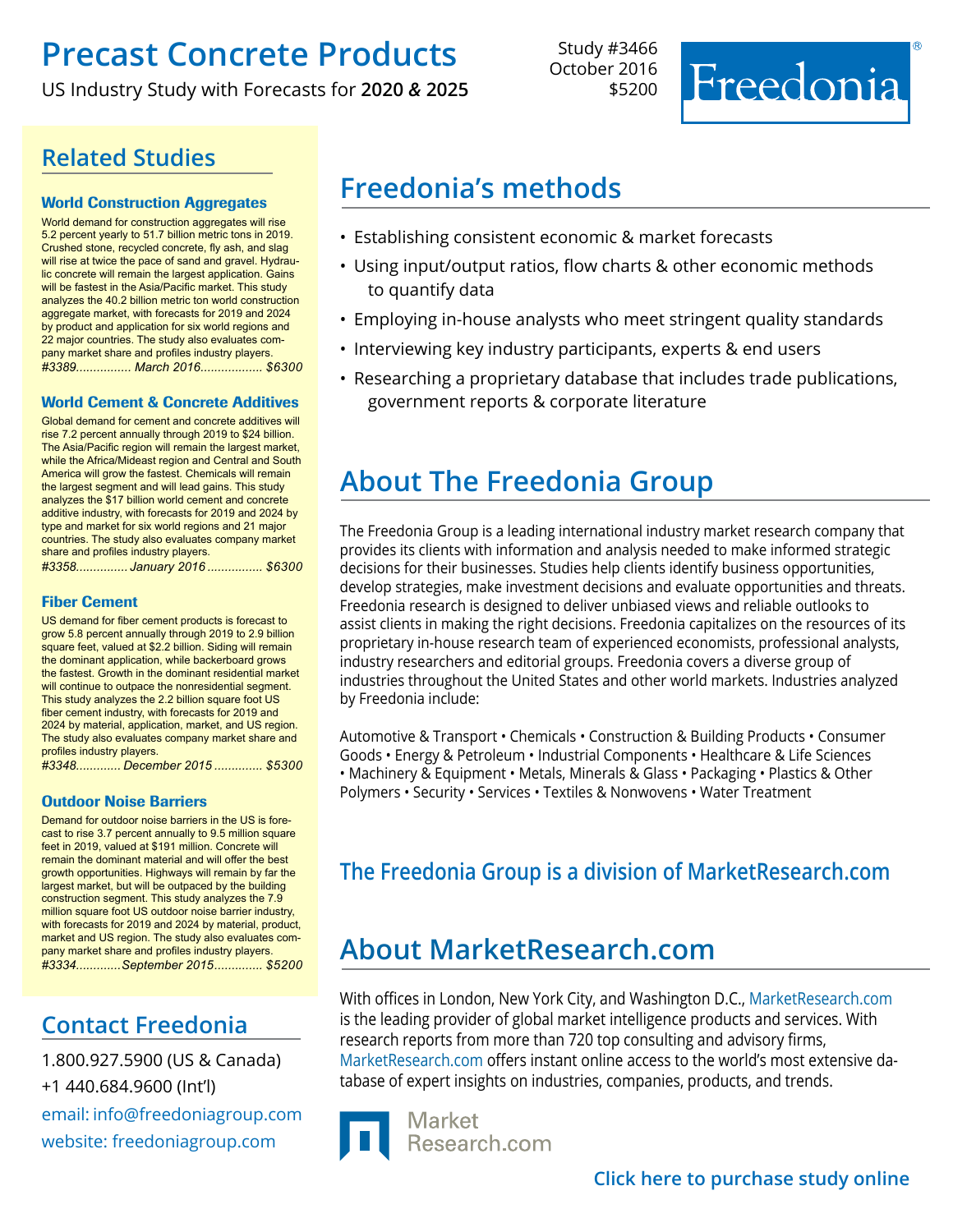# Precast Concrete Products

US Industry Study with Forecasts for **2020 & 2025**

Study #3466
October 2016
$5200

Freedonia®

## Related Studies

### World Construction Aggregates

World demand for construction aggregates will rise 5.2 percent yearly to 51.7 billion metric tons in 2019. Crushed stone, recycled concrete, fly ash, and slag will rise at twice the pace of sand and gravel. Hydraulic concrete will remain the largest application. Gains will be fastest in the Asia/Pacific market. This study analyzes the 40.2 billion metric ton world construction aggregate market, with forecasts for 2019 and 2024 by product and application for six world regions and 22 major countries. The study also evaluates company market share and profiles industry players.

*#3389................ March 2016.................. $6300*

### World Cement & Concrete Additives

Global demand for cement and concrete additives will rise 7.2 percent annually through 2019 to $24 billion. The Asia/Pacific region will remain the largest market, while the Africa/Mideast region and Central and South America will grow the fastest. Chemicals will remain the largest segment and will lead gains. This study analyzes the $17 billion world cement and concrete additive industry, with forecasts for 2019 and 2024 by type and market for six world regions and 21 major countries. The study also evaluates company market share and profiles industry players.

*#3358............... January 2016 ................ $6300*

### Fiber Cement

US demand for fiber cement products is forecast to grow 5.8 percent annually through 2019 to 2.9 billion square feet, valued at $2.2 billion. Siding will remain the dominant application, while backerboard grows the fastest. Growth in the dominant residential market will continue to outpace the nonresidential segment. This study analyzes the 2.2 billion square foot US fiber cement industry, with forecasts for 2019 and 2024 by material, application, market, and US region. The study also evaluates company market share and profiles industry players.

*#3348............ December 2015 ............. $5300*

### Outdoor Noise Barriers

Demand for outdoor noise barriers in the US is forecast to rise 3.7 percent annually to 9.5 million square feet in 2019, valued at $191 million. Concrete will remain the dominant material and will offer the best growth opportunities. Highways will remain by far the largest market, but will be outpaced by the building construction segment. This study analyzes the 7.9 million square foot US outdoor noise barrier industry, with forecasts for 2019 and 2024 by material, product, market and US region. The study also evaluates company market share and profiles industry players.

*#3334............September 2015............. $5200*

## Contact Freedonia

1.800.927.5900 (US & Canada)
+1 440.684.9600 (Int'l)
email: info@freedoniagroup.com
website: freedoniagroup.com

## Freedonia's methods

- Establishing consistent economic & market forecasts
- Using input/output ratios, flow charts & other economic methods to quantify data
- Employing in-house analysts who meet stringent quality standards
- Interviewing key industry participants, experts & end users
- Researching a proprietary database that includes trade publications, government reports & corporate literature

## About The Freedonia Group

The Freedonia Group is a leading international industry market research company that provides its clients with information and analysis needed to make informed strategic decisions for their businesses. Studies help clients identify business opportunities, develop strategies, make investment decisions and evaluate opportunities and threats. Freedonia research is designed to deliver unbiased views and reliable outlooks to assist clients in making the right decisions. Freedonia capitalizes on the resources of its proprietary in-house research team of experienced economists, professional analysts, industry researchers and editorial groups. Freedonia covers a diverse group of industries throughout the United States and other world markets. Industries analyzed by Freedonia include:

Automotive & Transport • Chemicals • Construction & Building Products • Consumer Goods • Energy & Petroleum • Industrial Components • Healthcare & Life Sciences • Machinery & Equipment • Metals, Minerals & Glass • Packaging • Plastics & Other Polymers • Security • Services • Textiles & Nonwovens • Water Treatment

### The Freedonia Group is a division of MarketResearch.com

## About MarketResearch.com

With offices in London, New York City, and Washington D.C., MarketResearch.com is the leading provider of global market intelligence products and services. With research reports from more than 720 top consulting and advisory firms, MarketResearch.com offers instant online access to the world's most extensive database of expert insights on industries, companies, products, and trends.

Market Research.com

**Click here to purchase study online**